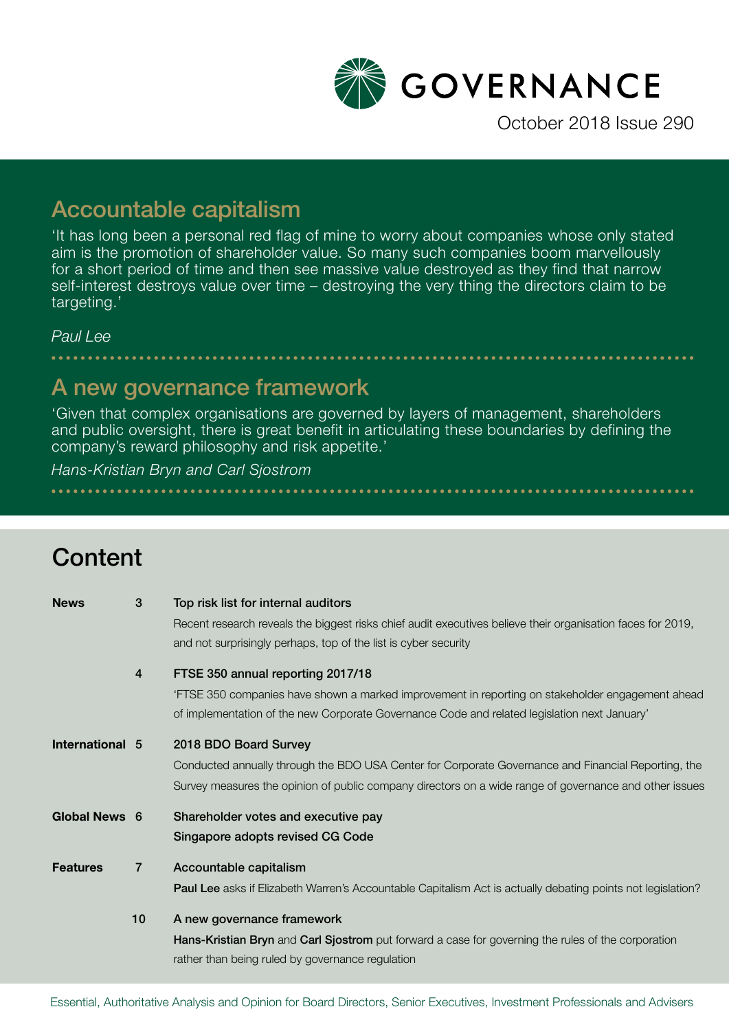# GOVERNANCE

October 2018 Issue 290

## Accountable capitalism

'It has long been a personal red flag of mine to worry about companies whose only stated aim is the promotion of shareholder value. So many such companies boom marvellously for a short period of time and then see massive value destroyed as they find that narrow self-interest destroys value over time – destroying the very thing the directors claim to be targeting.'

*Paul Lee*

## A new governance framework

'Given that complex organisations are governed by layers of management, shareholders and public oversight, there is great benefit in articulating these boundaries by defining the company's reward philosophy and risk appetite.'

*Hans-Kristian Bryn and Carl Sjostrom*

## Content

**News** 3 — **Top risk list for internal auditors**
Recent research reveals the biggest risks chief audit executives believe their organisation faces for 2019, and not surprisingly perhaps, top of the list is cyber security

4 — **FTSE 350 annual reporting 2017/18**
'FTSE 350 companies have shown a marked improvement in reporting on stakeholder engagement ahead of implementation of the new Corporate Governance Code and related legislation next January'

**International** 5 — **2018 BDO Board Survey**
Conducted annually through the BDO USA Center for Corporate Governance and Financial Reporting, the Survey measures the opinion of public company directors on a wide range of governance and other issues

**Global News** 6 — **Shareholder votes and executive pay**
**Singapore adopts revised CG Code**

**Features** 7 — **Accountable capitalism**
**Paul Lee** asks if Elizabeth Warren's Accountable Capitalism Act is actually debating points not legislation?

10 — **A new governance framework**
**Hans-Kristian Bryn** and **Carl Sjostrom** put forward a case for governing the rules of the corporation rather than being ruled by governance regulation

Essential, Authoritative Analysis and Opinion for Board Directors, Senior Executives, Investment Professionals and Advisers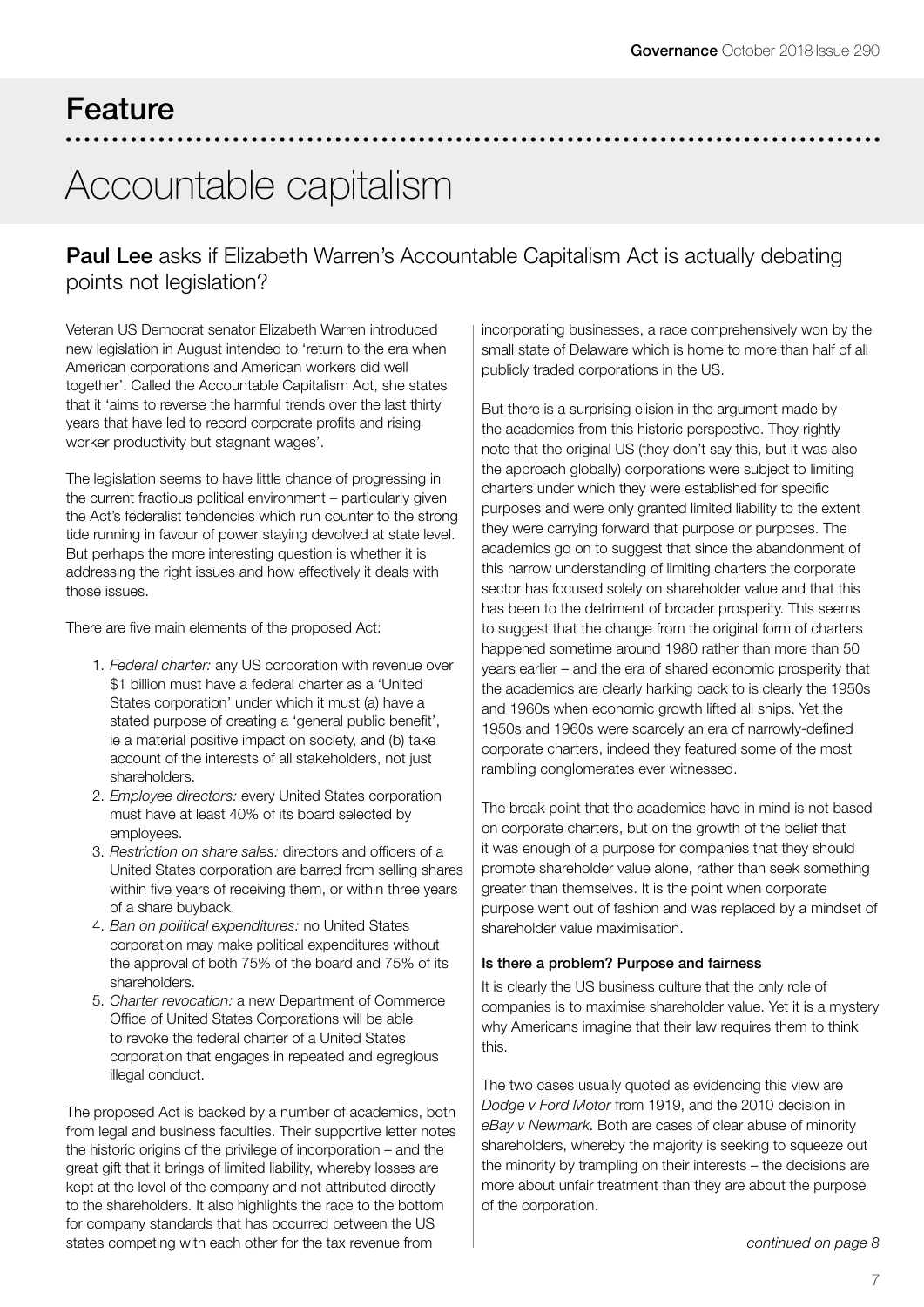# Feature

# Accountable capitalism

**Paul Lee** asks if Elizabeth Warren's Accountable Capitalism Act is actually debating points not legislation?

Veteran US Democrat senator Elizabeth Warren introduced new legislation in August intended to 'return to the era when American corporations and American workers did well together'. Called the Accountable Capitalism Act, she states that it 'aims to reverse the harmful trends over the last thirty years that have led to record corporate profits and rising worker productivity but stagnant wages'.

The legislation seems to have little chance of progressing in the current fractious political environment – particularly given the Act's federalist tendencies which run counter to the strong tide running in favour of power staying devolved at state level. But perhaps the more interesting question is whether it is addressing the right issues and how effectively it deals with those issues.

There are five main elements of the proposed Act:

1. *Federal charter:* any US corporation with revenue over \$1 billion must have a federal charter as a 'United States corporation' under which it must (a) have a stated purpose of creating a 'general public benefit', ie a material positive impact on society, and (b) take account of the interests of all stakeholders, not just shareholders.
2. *Employee directors:* every United States corporation must have at least 40% of its board selected by employees.
3. *Restriction on share sales:* directors and officers of a United States corporation are barred from selling shares within five years of receiving them, or within three years of a share buyback.
4. *Ban on political expenditures:* no United States corporation may make political expenditures without the approval of both 75% of the board and 75% of its shareholders.
5. *Charter revocation:* a new Department of Commerce Office of United States Corporations will be able to revoke the federal charter of a United States corporation that engages in repeated and egregious illegal conduct.

The proposed Act is backed by a number of academics, both from legal and business faculties. Their supportive letter notes the historic origins of the privilege of incorporation – and the great gift that it brings of limited liability, whereby losses are kept at the level of the company and not attributed directly to the shareholders. It also highlights the race to the bottom for company standards that has occurred between the US states competing with each other for the tax revenue from incorporating businesses, a race comprehensively won by the small state of Delaware which is home to more than half of all publicly traded corporations in the US.

But there is a surprising elision in the argument made by the academics from this historic perspective. They rightly note that the original US (they don't say this, but it was also the approach globally) corporations were subject to limiting charters under which they were established for specific purposes and were only granted limited liability to the extent they were carrying forward that purpose or purposes. The academics go on to suggest that since the abandonment of this narrow understanding of limiting charters the corporate sector has focused solely on shareholder value and that this has been to the detriment of broader prosperity. This seems to suggest that the change from the original form of charters happened sometime around 1980 rather than more than 50 years earlier – and the era of shared economic prosperity that the academics are clearly harking back to is clearly the 1950s and 1960s when economic growth lifted all ships. Yet the 1950s and 1960s were scarcely an era of narrowly-defined corporate charters, indeed they featured some of the most rambling conglomerates ever witnessed.

The break point that the academics have in mind is not based on corporate charters, but on the growth of the belief that it was enough of a purpose for companies that they should promote shareholder value alone, rather than seek something greater than themselves. It is the point when corporate purpose went out of fashion and was replaced by a mindset of shareholder value maximisation.

### Is there a problem? Purpose and fairness

It is clearly the US business culture that the only role of companies is to maximise shareholder value. Yet it is a mystery why Americans imagine that their law requires them to think this.

The two cases usually quoted as evidencing this view are *Dodge v Ford Motor* from 1919, and the 2010 decision in *eBay v Newmark*. Both are cases of clear abuse of minority shareholders, whereby the majority is seeking to squeeze out the minority by trampling on their interests – the decisions are more about unfair treatment than they are about the purpose of the corporation.

*continued on page 8*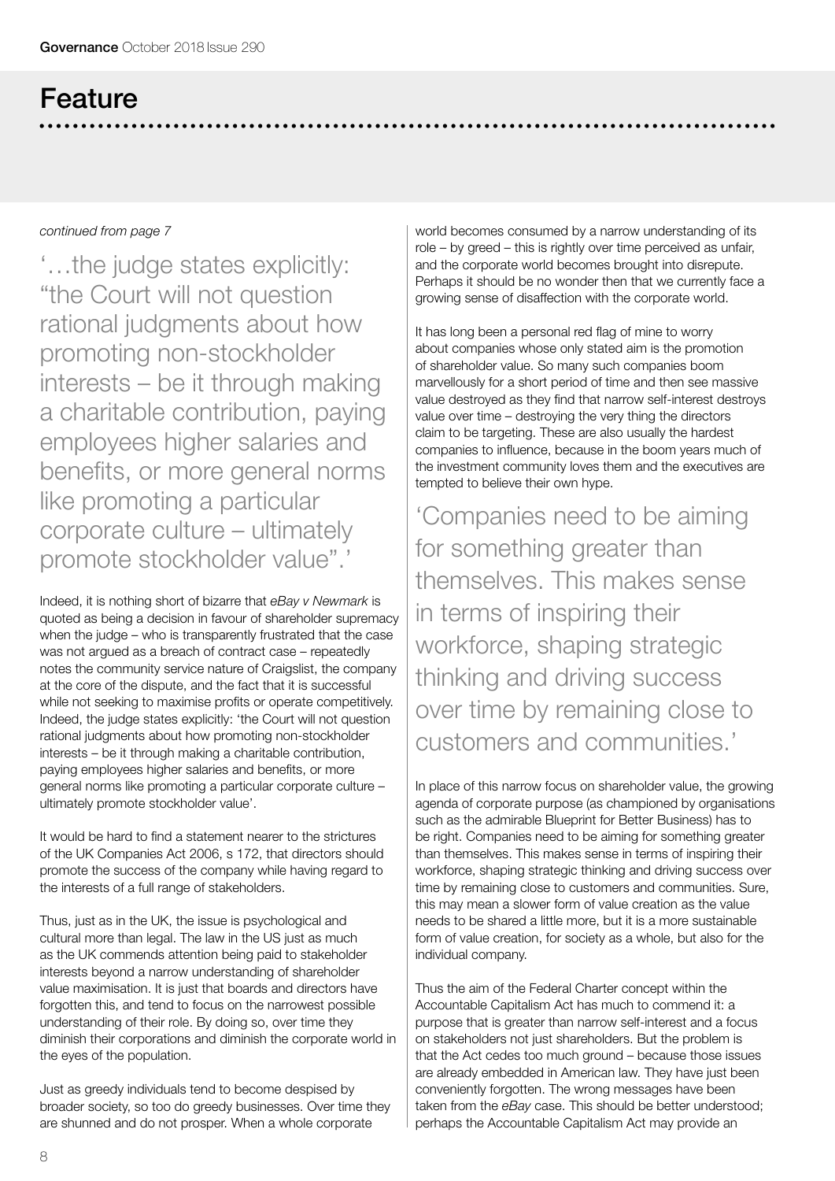## Feature

*continued from page 7*

> '…the judge states explicitly: "the Court will not question rational judgments about how promoting non-stockholder interests – be it through making a charitable contribution, paying employees higher salaries and benefits, or more general norms like promoting a particular corporate culture – ultimately promote stockholder value".'

Indeed, it is nothing short of bizarre that *eBay v Newmark* is quoted as being a decision in favour of shareholder supremacy when the judge – who is transparently frustrated that the case was not argued as a breach of contract case – repeatedly notes the community service nature of Craigslist, the company at the core of the dispute, and the fact that it is successful while not seeking to maximise profits or operate competitively. Indeed, the judge states explicitly: 'the Court will not question rational judgments about how promoting non-stockholder interests – be it through making a charitable contribution, paying employees higher salaries and benefits, or more general norms like promoting a particular corporate culture – ultimately promote stockholder value'.

It would be hard to find a statement nearer to the strictures of the UK Companies Act 2006, s 172, that directors should promote the success of the company while having regard to the interests of a full range of stakeholders.

Thus, just as in the UK, the issue is psychological and cultural more than legal. The law in the US just as much as the UK commends attention being paid to stakeholder interests beyond a narrow understanding of shareholder value maximisation. It is just that boards and directors have forgotten this, and tend to focus on the narrowest possible understanding of their role. By doing so, over time they diminish their corporations and diminish the corporate world in the eyes of the population.

Just as greedy individuals tend to become despised by broader society, so too do greedy businesses. Over time they are shunned and do not prosper. When a whole corporate world becomes consumed by a narrow understanding of its role – by greed – this is rightly over time perceived as unfair, and the corporate world becomes brought into disrepute. Perhaps it should be no wonder then that we currently face a growing sense of disaffection with the corporate world.

It has long been a personal red flag of mine to worry about companies whose only stated aim is the promotion of shareholder value. So many such companies boom marvellously for a short period of time and then see massive value destroyed as they find that narrow self-interest destroys value over time – destroying the very thing the directors claim to be targeting. These are also usually the hardest companies to influence, because in the boom years much of the investment community loves them and the executives are tempted to believe their own hype.

> 'Companies need to be aiming for something greater than themselves. This makes sense in terms of inspiring their workforce, shaping strategic thinking and driving success over time by remaining close to customers and communities.'

In place of this narrow focus on shareholder value, the growing agenda of corporate purpose (as championed by organisations such as the admirable Blueprint for Better Business) has to be right. Companies need to be aiming for something greater than themselves. This makes sense in terms of inspiring their workforce, shaping strategic thinking and driving success over time by remaining close to customers and communities. Sure, this may mean a slower form of value creation as the value needs to be shared a little more, but it is a more sustainable form of value creation, for society as a whole, but also for the individual company.

Thus the aim of the Federal Charter concept within the Accountable Capitalism Act has much to commend it: a purpose that is greater than narrow self-interest and a focus on stakeholders not just shareholders. But the problem is that the Act cedes too much ground – because those issues are already embedded in American law. They have just been conveniently forgotten. The wrong messages have been taken from the *eBay* case. This should be better understood; perhaps the Accountable Capitalism Act may provide an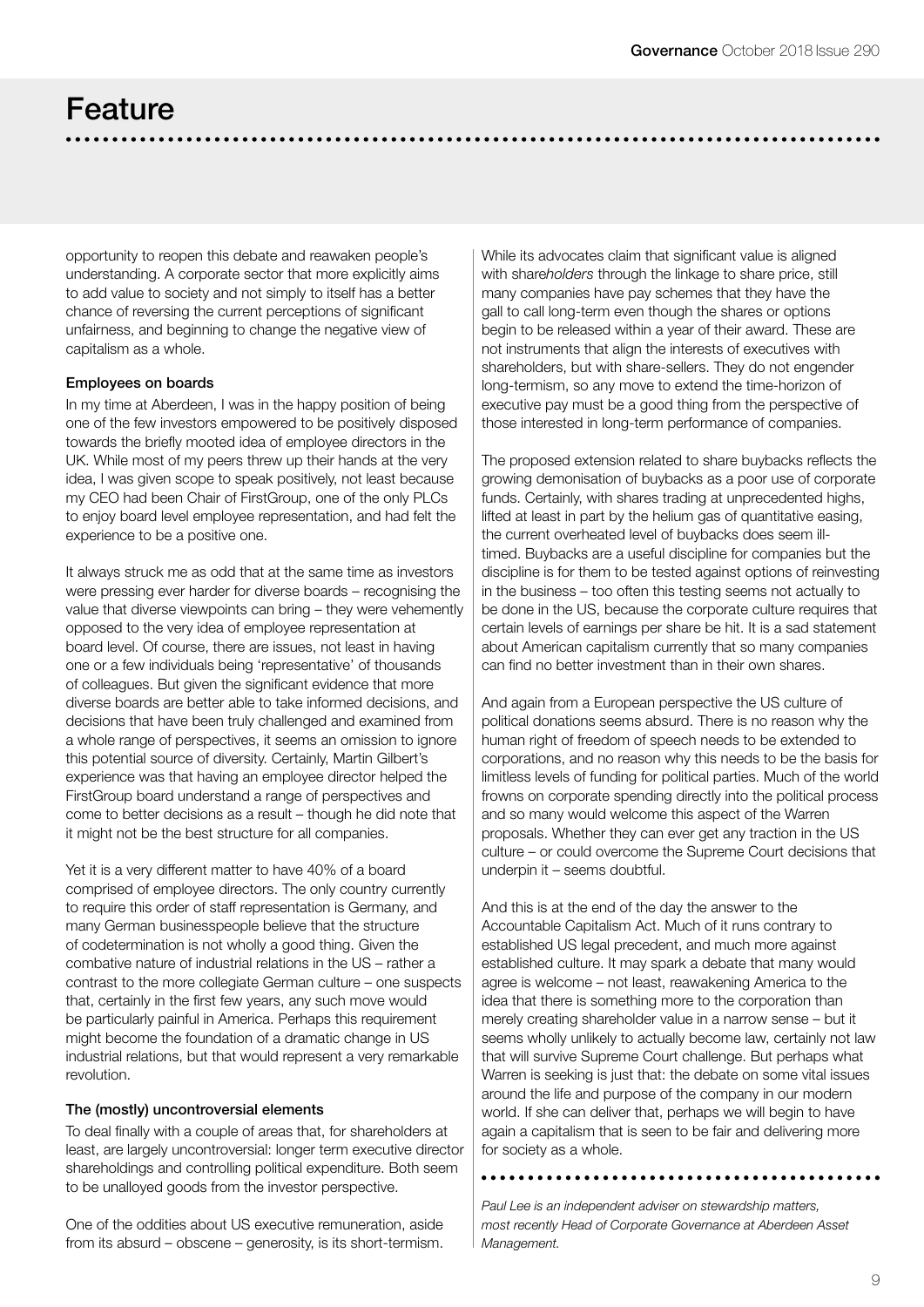# Feature

opportunity to reopen this debate and reawaken people's understanding. A corporate sector that more explicitly aims to add value to society and not simply to itself has a better chance of reversing the current perceptions of significant unfairness, and beginning to change the negative view of capitalism as a whole.

### Employees on boards

In my time at Aberdeen, I was in the happy position of being one of the few investors empowered to be positively disposed towards the briefly mooted idea of employee directors in the UK. While most of my peers threw up their hands at the very idea, I was given scope to speak positively, not least because my CEO had been Chair of FirstGroup, one of the only PLCs to enjoy board level employee representation, and had felt the experience to be a positive one.

It always struck me as odd that at the same time as investors were pressing ever harder for diverse boards – recognising the value that diverse viewpoints can bring – they were vehemently opposed to the very idea of employee representation at board level. Of course, there are issues, not least in having one or a few individuals being 'representative' of thousands of colleagues. But given the significant evidence that more diverse boards are better able to take informed decisions, and decisions that have been truly challenged and examined from a whole range of perspectives, it seems an omission to ignore this potential source of diversity. Certainly, Martin Gilbert's experience was that having an employee director helped the FirstGroup board understand a range of perspectives and come to better decisions as a result – though he did note that it might not be the best structure for all companies.

Yet it is a very different matter to have 40% of a board comprised of employee directors. The only country currently to require this order of staff representation is Germany, and many German businesspeople believe that the structure of codetermination is not wholly a good thing. Given the combative nature of industrial relations in the US – rather a contrast to the more collegiate German culture – one suspects that, certainly in the first few years, any such move would be particularly painful in America. Perhaps this requirement might become the foundation of a dramatic change in US industrial relations, but that would represent a very remarkable revolution.

### The (mostly) uncontroversial elements

To deal finally with a couple of areas that, for shareholders at least, are largely uncontroversial: longer term executive director shareholdings and controlling political expenditure. Both seem to be unalloyed goods from the investor perspective.

One of the oddities about US executive remuneration, aside from its absurd – obscene – generosity, is its short-termism. While its advocates claim that significant value is aligned with share*holders* through the linkage to share price, still many companies have pay schemes that they have the gall to call long-term even though the shares or options begin to be released within a year of their award. These are not instruments that align the interests of executives with shareholders, but with share-sellers. They do not engender long-termism, so any move to extend the time-horizon of executive pay must be a good thing from the perspective of those interested in long-term performance of companies.

The proposed extension related to share buybacks reflects the growing demonisation of buybacks as a poor use of corporate funds. Certainly, with shares trading at unprecedented highs, lifted at least in part by the helium gas of quantitative easing, the current overheated level of buybacks does seem ill-timed. Buybacks are a useful discipline for companies but the discipline is for them to be tested against options of reinvesting in the business – too often this testing seems not actually to be done in the US, because the corporate culture requires that certain levels of earnings per share be hit. It is a sad statement about American capitalism currently that so many companies can find no better investment than in their own shares.

And again from a European perspective the US culture of political donations seems absurd. There is no reason why the human right of freedom of speech needs to be extended to corporations, and no reason why this needs to be the basis for limitless levels of funding for political parties. Much of the world frowns on corporate spending directly into the political process and so many would welcome this aspect of the Warren proposals. Whether they can ever get any traction in the US culture – or could overcome the Supreme Court decisions that underpin it – seems doubtful.

And this is at the end of the day the answer to the Accountable Capitalism Act. Much of it runs contrary to established US legal precedent, and much more against established culture. It may spark a debate that many would agree is welcome – not least, reawakening America to the idea that there is something more to the corporation than merely creating shareholder value in a narrow sense – but it seems wholly unlikely to actually become law, certainly not law that will survive Supreme Court challenge. But perhaps what Warren is seeking is just that: the debate on some vital issues around the life and purpose of the company in our modern world. If she can deliver that, perhaps we will begin to have again a capitalism that is seen to be fair and delivering more for society as a whole.

*Paul Lee is an independent adviser on stewardship matters, most recently Head of Corporate Governance at Aberdeen Asset Management.*